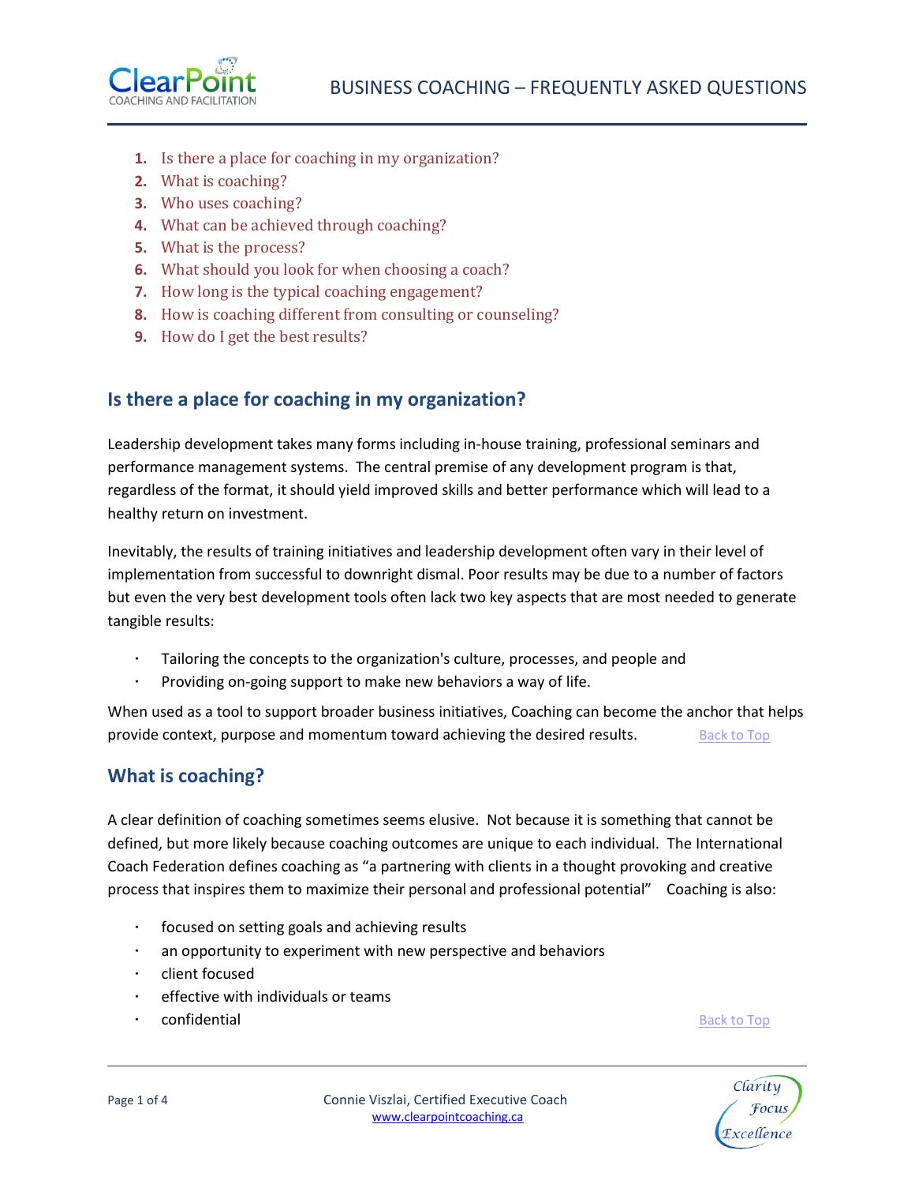# BUSINESS COACHING – FREQUENTLY ASKED QUESTIONS

1. Is there a place for coaching in my organization?
2. What is coaching?
3. Who uses coaching?
4. What can be achieved through coaching?
5. What is the process?
6. What should you look for when choosing a coach?
7. How long is the typical coaching engagement?
8. How is coaching different from consulting or counseling?
9. How do I get the best results?

## Is there a place for coaching in my organization?

Leadership development takes many forms including in-house training, professional seminars and performance management systems. The central premise of any development program is that, regardless of the format, it should yield improved skills and better performance which will lead to a healthy return on investment.

Inevitably, the results of training initiatives and leadership development often vary in their level of implementation from successful to downright dismal. Poor results may be due to a number of factors but even the very best development tools often lack two key aspects that are most needed to generate tangible results:

- Tailoring the concepts to the organization's culture, processes, and people and
- Providing on-going support to make new behaviors a way of life.

When used as a tool to support broader business initiatives, Coaching can become the anchor that helps provide context, purpose and momentum toward achieving the desired results. Back to Top

## What is coaching?

A clear definition of coaching sometimes seems elusive. Not because it is something that cannot be defined, but more likely because coaching outcomes are unique to each individual. The International Coach Federation defines coaching as "a partnering with clients in a thought provoking and creative process that inspires them to maximize their personal and professional potential" Coaching is also:

- focused on setting goals and achieving results
- an opportunity to experiment with new perspective and behaviors
- client focused
- effective with individuals or teams
- confidential

Back to Top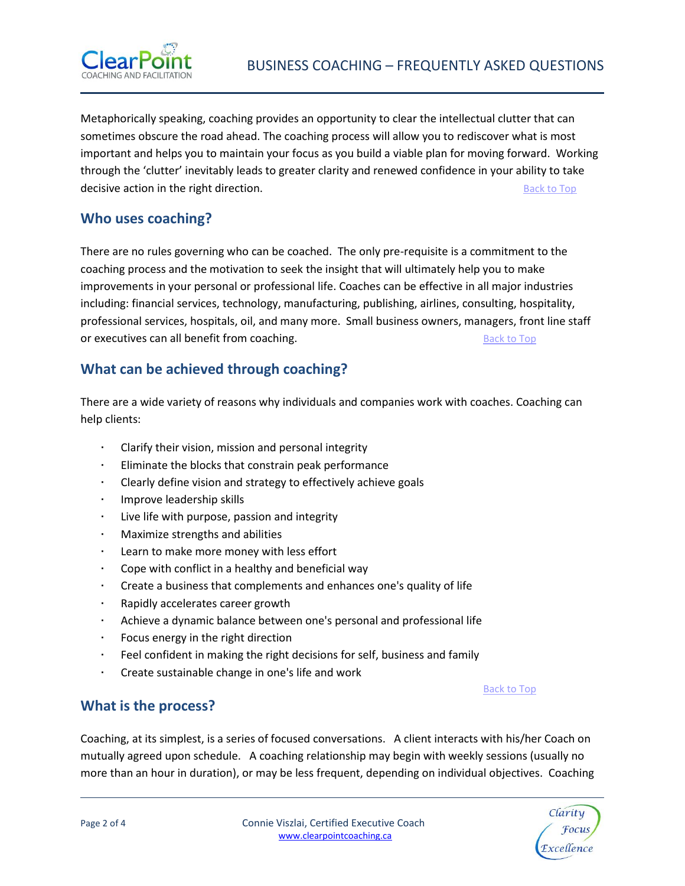Metaphorically speaking, coaching provides an opportunity to clear the intellectual clutter that can sometimes obscure the road ahead. The coaching process will allow you to rediscover what is most important and helps you to maintain your focus as you build a viable plan for moving forward. Working through the 'clutter' inevitably leads to greater clarity and renewed confidence in your ability to take decisive action in the right direction. Back to Top

## Who uses coaching?

There are no rules governing who can be coached. The only pre-requisite is a commitment to the coaching process and the motivation to seek the insight that will ultimately help you to make improvements in your personal or professional life. Coaches can be effective in all major industries including: financial services, technology, manufacturing, publishing, airlines, consulting, hospitality, professional services, hospitals, oil, and many more. Small business owners, managers, front line staff or executives can all benefit from coaching. Back to Top

## What can be achieved through coaching?

There are a wide variety of reasons why individuals and companies work with coaches. Coaching can help clients:

- Clarify their vision, mission and personal integrity
- Eliminate the blocks that constrain peak performance
- Clearly define vision and strategy to effectively achieve goals
- Improve leadership skills
- Live life with purpose, passion and integrity
- Maximize strengths and abilities
- Learn to make more money with less effort
- Cope with conflict in a healthy and beneficial way
- Create a business that complements and enhances one's quality of life
- Rapidly accelerates career growth
- Achieve a dynamic balance between one's personal and professional life
- Focus energy in the right direction
- Feel confident in making the right decisions for self, business and family
- Create sustainable change in one's life and work

Back to Top

## What is the process?

Coaching, at its simplest, is a series of focused conversations. A client interacts with his/her Coach on mutually agreed upon schedule. A coaching relationship may begin with weekly sessions (usually no more than an hour in duration), or may be less frequent, depending on individual objectives. Coaching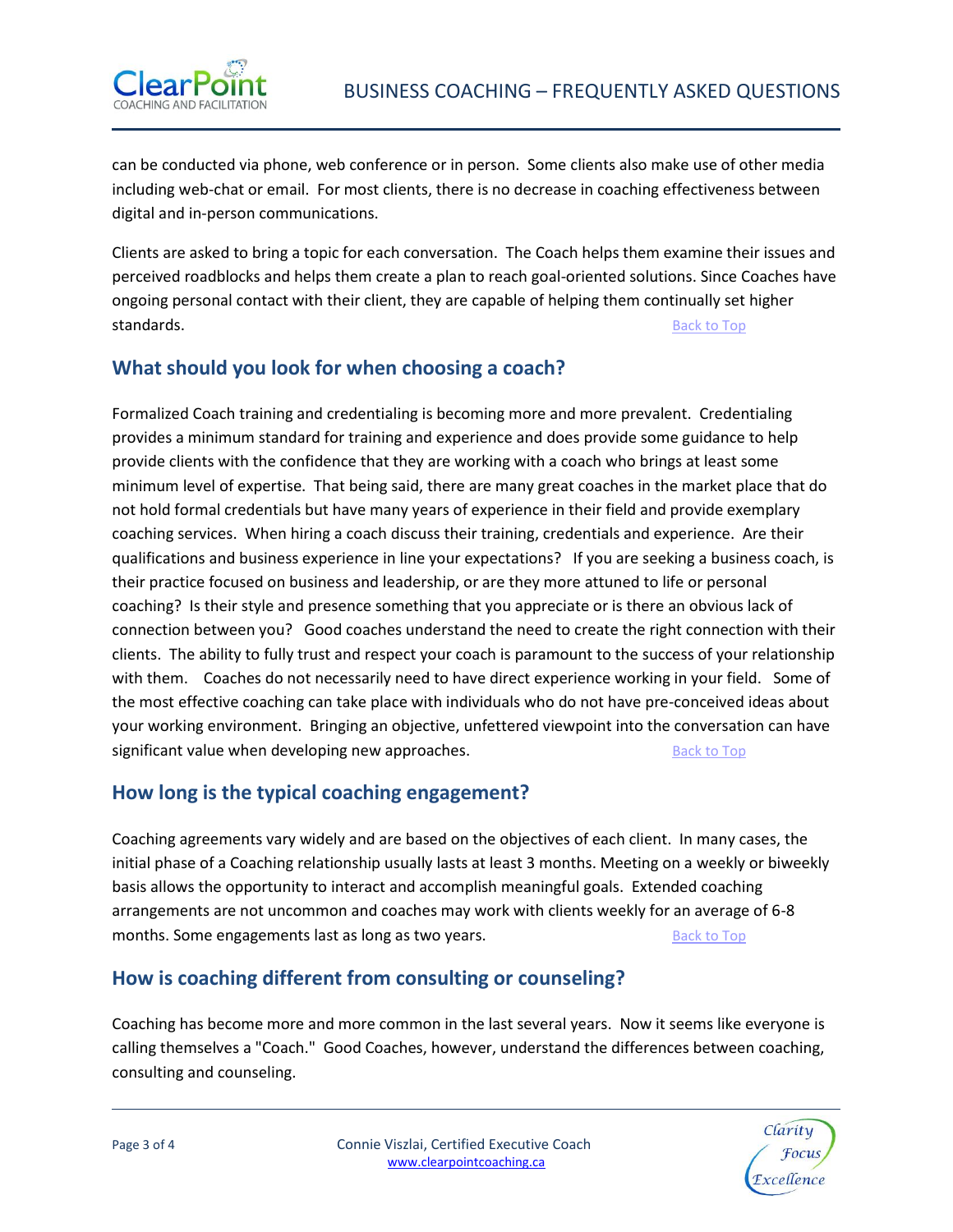can be conducted via phone, web conference or in person. Some clients also make use of other media including web-chat or email. For most clients, there is no decrease in coaching effectiveness between digital and in-person communications.

Clients are asked to bring a topic for each conversation. The Coach helps them examine their issues and perceived roadblocks and helps them create a plan to reach goal-oriented solutions. Since Coaches have ongoing personal contact with their client, they are capable of helping them continually set higher standards. Back to Top

## What should you look for when choosing a coach?

Formalized Coach training and credentialing is becoming more and more prevalent. Credentialing provides a minimum standard for training and experience and does provide some guidance to help provide clients with the confidence that they are working with a coach who brings at least some minimum level of expertise. That being said, there are many great coaches in the market place that do not hold formal credentials but have many years of experience in their field and provide exemplary coaching services. When hiring a coach discuss their training, credentials and experience. Are their qualifications and business experience in line your expectations? If you are seeking a business coach, is their practice focused on business and leadership, or are they more attuned to life or personal coaching? Is their style and presence something that you appreciate or is there an obvious lack of connection between you? Good coaches understand the need to create the right connection with their clients. The ability to fully trust and respect your coach is paramount to the success of your relationship with them. Coaches do not necessarily need to have direct experience working in your field. Some of the most effective coaching can take place with individuals who do not have pre-conceived ideas about your working environment. Bringing an objective, unfettered viewpoint into the conversation can have significant value when developing new approaches. Back to Top

## How long is the typical coaching engagement?

Coaching agreements vary widely and are based on the objectives of each client. In many cases, the initial phase of a Coaching relationship usually lasts at least 3 months. Meeting on a weekly or biweekly basis allows the opportunity to interact and accomplish meaningful goals. Extended coaching arrangements are not uncommon and coaches may work with clients weekly for an average of 6-8 months. Some engagements last as long as two years. Back to Top

## How is coaching different from consulting or counseling?

Coaching has become more and more common in the last several years. Now it seems like everyone is calling themselves a "Coach." Good Coaches, however, understand the differences between coaching, consulting and counseling.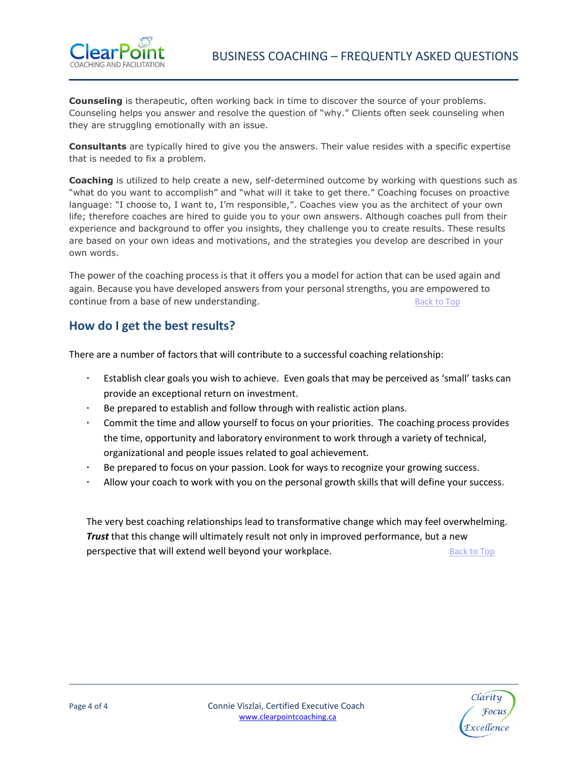**Counseling** is therapeutic, often working back in time to discover the source of your problems. Counseling helps you answer and resolve the question of "why." Clients often seek counseling when they are struggling emotionally with an issue.

**Consultants** are typically hired to give you the answers. Their value resides with a specific expertise that is needed to fix a problem.

**Coaching** is utilized to help create a new, self-determined outcome by working with questions such as "what do you want to accomplish" and "what will it take to get there." Coaching focuses on proactive language: "I choose to, I want to, I'm responsible,". Coaches view you as the architect of your own life; therefore coaches are hired to guide you to your own answers. Although coaches pull from their experience and background to offer you insights, they challenge you to create results. These results are based on your own ideas and motivations, and the strategies you develop are described in your own words.

The power of the coaching process is that it offers you a model for action that can be used again and again. Because you have developed answers from your personal strengths, you are empowered to continue from a base of new understanding. Back to Top

## How do I get the best results?

There are a number of factors that will contribute to a successful coaching relationship:

- Establish clear goals you wish to achieve. Even goals that may be perceived as 'small' tasks can provide an exceptional return on investment.
- Be prepared to establish and follow through with realistic action plans.
- Commit the time and allow yourself to focus on your priorities. The coaching process provides the time, opportunity and laboratory environment to work through a variety of technical, organizational and people issues related to goal achievement.
- Be prepared to focus on your passion. Look for ways to recognize your growing success.
- Allow your coach to work with you on the personal growth skills that will define your success.

The very best coaching relationships lead to transformative change which may feel overwhelming. ***Trust*** that this change will ultimately result not only in improved performance, but a new perspective that will extend well beyond your workplace. Back to Top

Connie Viszlai, Certified Executive Coach
www.clearpointcoaching.ca